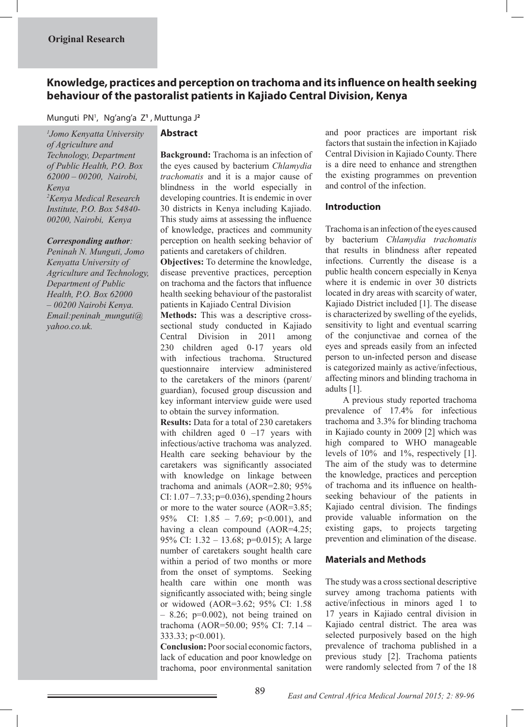**Original Research**

# Knowledge, practices and perception on trachoma and its influence on health seeking behaviour of the pastoralist patients in Kajiado Central Division, Kenya

Munguti PN[1], Ng'ang'a Z[1], Muttunga J[2]

*[1]Jomo Kenyatta University of Agriculture and Technology, Department of Public Health, P.O. Box 62000 – 00200, Nairobi, Kenya*
*[2]Kenya Medical Research Institute, P.O. Box 54840-00200, Nairobi, Kenya*

***Corresponding author**:*
*Peninah N. Munguti, Jomo Kenyatta University of Agriculture and Technology, Department of Public Health, P.O. Box 62000 – 00200 Nairobi Kenya. Email:peninah_munguti@yahoo.co.uk.*

## Abstract

**Background:** Trachoma is an infection of the eyes caused by bacterium *Chlamydia trachomatis* and it is a major cause of blindness in the world especially in developing countries. It is endemic in over 30 districts in Kenya including Kajiado. This study aims at assessing the influence of knowledge, practices and community perception on health seeking behavior of patients and caretakers of children.

**Objectives:** To determine the knowledge, disease preventive practices, perception on trachoma and the factors that influence health seeking behaviour of the pastoralist patients in Kajiado Central Division

**Methods:** This was a descriptive cross-sectional study conducted in Kajiado Central Division in 2011 among 230 children aged 0-17 years old with infectious trachoma. Structured questionnaire interview administered to the caretakers of the minors (parent/guardian), focused group discussion and key informant interview guide were used to obtain the survey information.

**Results:** Data for a total of 230 caretakers with children aged 0 –17 years with infectious/active trachoma was analyzed. Health care seeking behaviour by the caretakers was significantly associated with knowledge on linkage between trachoma and animals (AOR=2.80; 95% CI: 1.07 – 7.33; p=0.036), spending 2 hours or more to the water source (AOR=3.85; 95% CI: 1.85 – 7.69; p<0.001), and having a clean compound (AOR=4.25; 95% CI: 1.32 – 13.68; p=0.015); A large number of caretakers sought health care within a period of two months or more from the onset of symptoms. Seeking health care within one month was significantly associated with; being single or widowed (AOR=3.62; 95% CI: 1.58 – 8.26; p=0.002), not being trained on trachoma (AOR=50.00; 95% CI: 7.14 – 333.33; p<0.001).

**Conclusion:** Poor social economic factors, lack of education and poor knowledge on trachoma, poor environmental sanitation and poor practices are important risk factors that sustain the infection in Kajiado Central Division in Kajiado County. There is a dire need to enhance and strengthen the existing programmes on prevention and control of the infection.

## Introduction

Trachoma is an infection of the eyes caused by bacterium *Chlamydia trachomatis* that results in blindness after repeated infections. Currently the disease is a public health concern especially in Kenya where it is endemic in over 30 districts located in dry areas with scarcity of water, Kajiado District included [1]. The disease is characterized by swelling of the eyelids, sensitivity to light and eventual scarring of the conjunctivae and cornea of the eyes and spreads easily from an infected person to un-infected person and disease is categorized mainly as active/infectious, affecting minors and blinding trachoma in adults [1].

A previous study reported trachoma prevalence of 17.4% for infectious trachoma and 3.3% for blinding trachoma in Kajiado county in 2009 [2] which was high compared to WHO manageable levels of 10% and 1%, respectively [1]. The aim of the study was to determine the knowledge, practices and perception of trachoma and its influence on health-seeking behaviour of the patients in Kajiado central division. The findings provide valuable information on the existing gaps, to projects targeting prevention and elimination of the disease.

## Materials and Methods

The study was a cross sectional descriptive survey among trachoma patients with active/infectious in minors aged 1 to 17 years in Kajiado central division in Kajiado central district. The area was selected purposively based on the high prevalence of trachoma published in a previous study [2]. Trachoma patients were randomly selected from 7 of the 18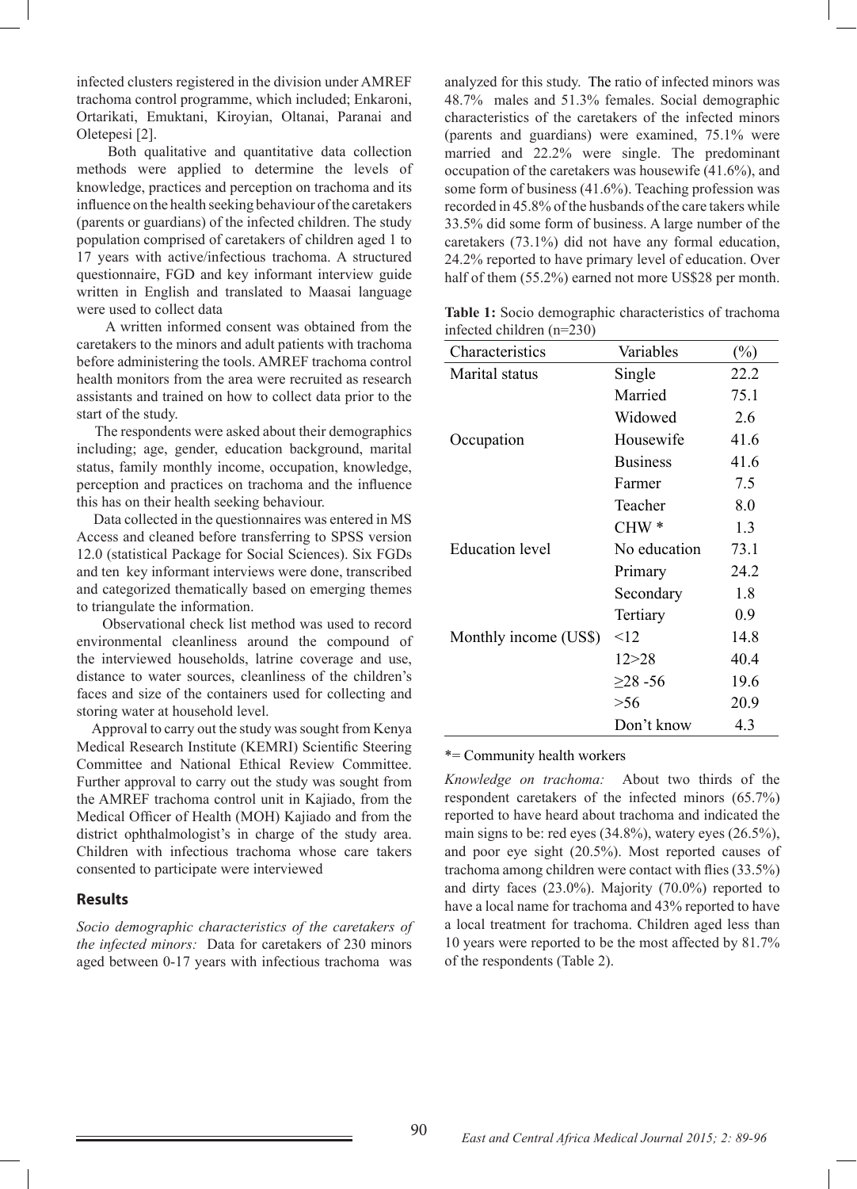infected clusters registered in the division under AMREF trachoma control programme, which included; Enkaroni, Ortarikati, Emuktani, Kiroyian, Oltanai, Paranai and Oletepesi [2].

Both qualitative and quantitative data collection methods were applied to determine the levels of knowledge, practices and perception on trachoma and its influence on the health seeking behaviour of the caretakers (parents or guardians) of the infected children. The study population comprised of caretakers of children aged 1 to 17 years with active/infectious trachoma. A structured questionnaire, FGD and key informant interview guide written in English and translated to Maasai language were used to collect data

A written informed consent was obtained from the caretakers to the minors and adult patients with trachoma before administering the tools. AMREF trachoma control health monitors from the area were recruited as research assistants and trained on how to collect data prior to the start of the study.

The respondents were asked about their demographics including; age, gender, education background, marital status, family monthly income, occupation, knowledge, perception and practices on trachoma and the influence this has on their health seeking behaviour.

Data collected in the questionnaires was entered in MS Access and cleaned before transferring to SPSS version 12.0 (statistical Package for Social Sciences). Six FGDs and ten key informant interviews were done, transcribed and categorized thematically based on emerging themes to triangulate the information.

Observational check list method was used to record environmental cleanliness around the compound of the interviewed households, latrine coverage and use, distance to water sources, cleanliness of the children's faces and size of the containers used for collecting and storing water at household level.

Approval to carry out the study was sought from Kenya Medical Research Institute (KEMRI) Scientific Steering Committee and National Ethical Review Committee. Further approval to carry out the study was sought from the AMREF trachoma control unit in Kajiado, from the Medical Officer of Health (MOH) Kajiado and from the district ophthalmologist's in charge of the study area. Children with infectious trachoma whose care takers consented to participate were interviewed

## Results

*Socio demographic characteristics of the caretakers of the infected minors:* Data for caretakers of 230 minors aged between 0-17 years with infectious trachoma was analyzed for this study. The ratio of infected minors was 48.7% males and 51.3% females. Social demographic characteristics of the caretakers of the infected minors (parents and guardians) were examined, 75.1% were married and 22.2% were single. The predominant occupation of the caretakers was housewife (41.6%), and some form of business (41.6%). Teaching profession was recorded in 45.8% of the husbands of the care takers while 33.5% did some form of business. A large number of the caretakers (73.1%) did not have any formal education, 24.2% reported to have primary level of education. Over half of them (55.2%) earned not more US$28 per month.

**Table 1:** Socio demographic characteristics of trachoma infected children (n=230)

| Characteristics | Variables | (%) |
|---|---|---|
| Marital status | Single | 22.2 |
| | Married | 75.1 |
| | Widowed | 2.6 |
| Occupation | Housewife | 41.6 |
| | Business | 41.6 |
| | Farmer | 7.5 |
| | Teacher | 8.0 |
| | CHW * | 1.3 |
| Education level | No education | 73.1 |
| | Primary | 24.2 |
| | Secondary | 1.8 |
| | Tertiary | 0.9 |
| Monthly income (US$) | <12 | 14.8 |
| | 12>28 | 40.4 |
| | ≥28 -56 | 19.6 |
| | >56 | 20.9 |
| | Don't know | 4.3 |

*= Community health workers

*Knowledge on trachoma:* About two thirds of the respondent caretakers of the infected minors (65.7%) reported to have heard about trachoma and indicated the main signs to be: red eyes (34.8%), watery eyes (26.5%), and poor eye sight (20.5%). Most reported causes of trachoma among children were contact with flies (33.5%) and dirty faces (23.0%). Majority (70.0%) reported to have a local name for trachoma and 43% reported to have a local treatment for trachoma. Children aged less than 10 years were reported to be the most affected by 81.7% of the respondents (Table 2).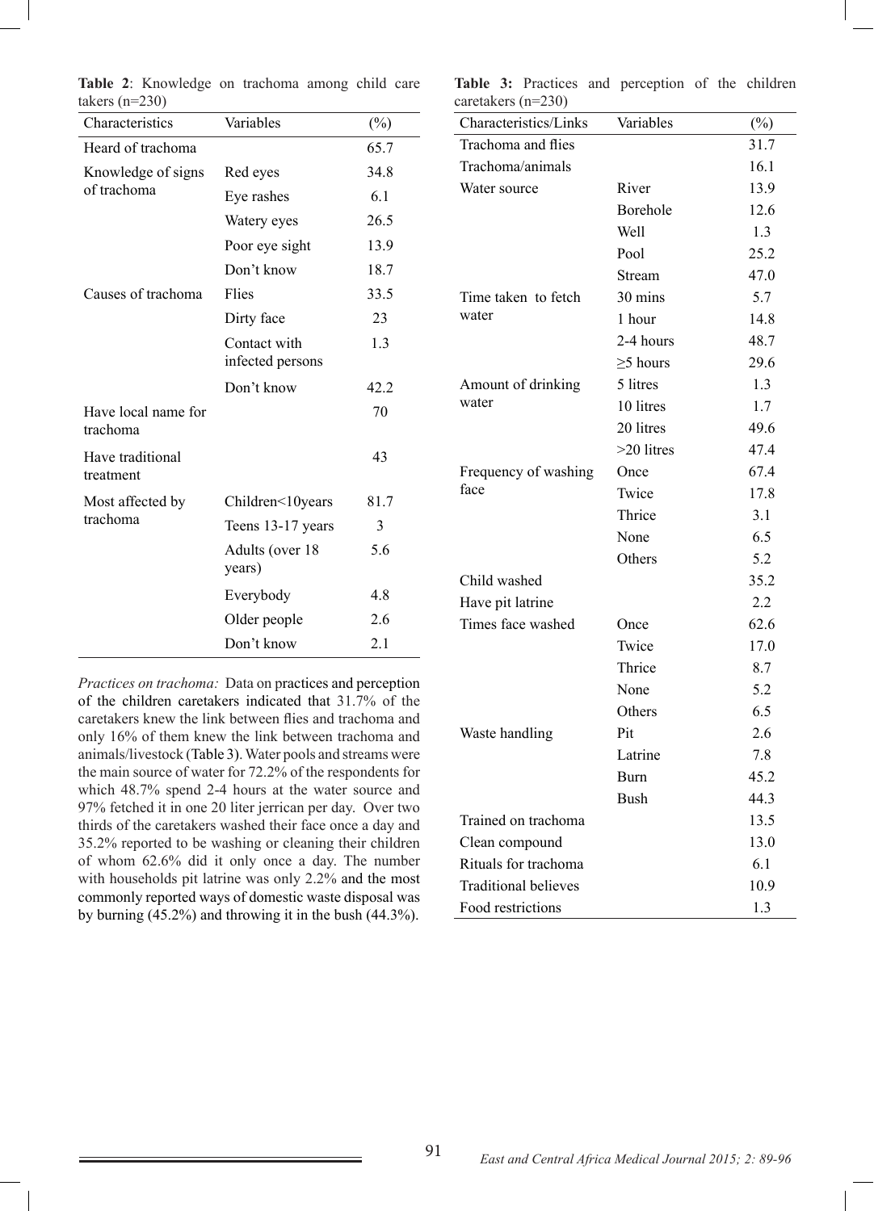**Table 2**: Knowledge on trachoma among child care takers (n=230)

| Characteristics | Variables | (%) |
|---|---|---|
| Heard of trachoma | | 65.7 |
| Knowledge of signs of trachoma | Red eyes | 34.8 |
| | Eye rashes | 6.1 |
| | Watery eyes | 26.5 |
| | Poor eye sight | 13.9 |
| | Don't know | 18.7 |
| Causes of trachoma | Flies | 33.5 |
| | Dirty face | 23 |
| | Contact with infected persons | 1.3 |
| | Don't know | 42.2 |
| Have local name for trachoma | | 70 |
| Have traditional treatment | | 43 |
| Most affected by trachoma | Children<10years | 81.7 |
| | Teens 13-17 years | 3 |
| | Adults (over 18 years) | 5.6 |
| | Everybody | 4.8 |
| | Older people | 2.6 |
| | Don't know | 2.1 |

*Practices on trachoma:* Data on practices and perception of the children caretakers indicated that 31.7% of the caretakers knew the link between flies and trachoma and only 16% of them knew the link between trachoma and animals/livestock (Table 3). Water pools and streams were the main source of water for 72.2% of the respondents for which 48.7% spend 2-4 hours at the water source and 97% fetched it in one 20 liter jerrican per day. Over two thirds of the caretakers washed their face once a day and 35.2% reported to be washing or cleaning their children of whom 62.6% did it only once a day. The number with households pit latrine was only 2.2% and the most commonly reported ways of domestic waste disposal was by burning (45.2%) and throwing it in the bush (44.3%).

**Table 3:** Practices and perception of the children caretakers (n=230)

| Characteristics/Links | Variables | (%) |
|---|---|---|
| Trachoma and flies | | 31.7 |
| Trachoma/animals | | 16.1 |
| Water source | River | 13.9 |
| | Borehole | 12.6 |
| | Well | 1.3 |
| | Pool | 25.2 |
| | Stream | 47.0 |
| Time taken to fetch water | 30 mins | 5.7 |
| | 1 hour | 14.8 |
| | 2-4 hours | 48.7 |
| | ≥5 hours | 29.6 |
| Amount of drinking water | 5 litres | 1.3 |
| | 10 litres | 1.7 |
| | 20 litres | 49.6 |
| | >20 litres | 47.4 |
| Frequency of washing face | Once | 67.4 |
| | Twice | 17.8 |
| | Thrice | 3.1 |
| | None | 6.5 |
| | Others | 5.2 |
| Child washed | | 35.2 |
| Have pit latrine | | 2.2 |
| Times face washed | Once | 62.6 |
| | Twice | 17.0 |
| | Thrice | 8.7 |
| | None | 5.2 |
| | Others | 6.5 |
| Waste handling | Pit | 2.6 |
| | Latrine | 7.8 |
| | Burn | 45.2 |
| | Bush | 44.3 |
| Trained on trachoma | | 13.5 |
| Clean compound | | 13.0 |
| Rituals for trachoma | | 6.1 |
| Traditional believes | | 10.9 |
| Food restrictions | | 1.3 |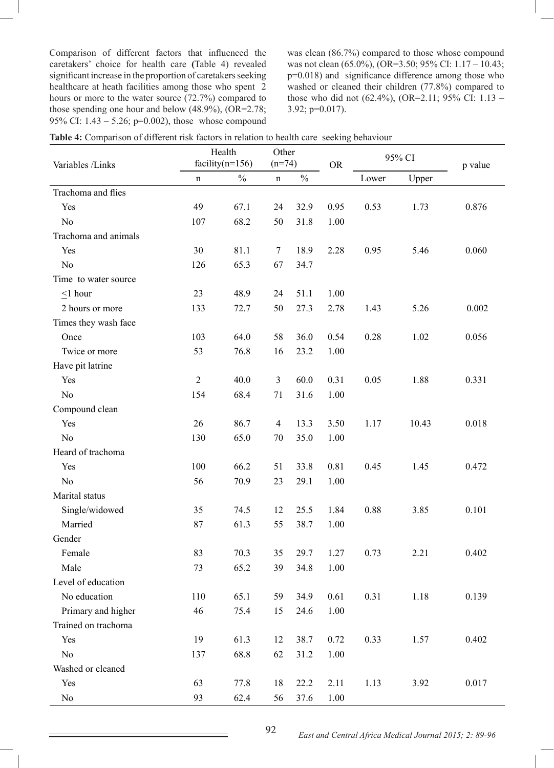Comparison of different factors that influenced the caretakers' choice for health care (Table 4) revealed significant increase in the proportion of caretakers seeking healthcare at heath facilities among those who spent 2 hours or more to the water source (72.7%) compared to those spending one hour and below (48.9%), (OR=2.78; 95% CI: 1.43 – 5.26; p=0.002), those whose compound was clean (86.7%) compared to those whose compound was not clean (65.0%), (OR=3.50; 95% CI: 1.17 – 10.43; p=0.018) and significance difference among those who washed or cleaned their children (77.8%) compared to those who did not (62.4%), (OR=2.11; 95% CI: 1.13 – 3.92; p=0.017).

**Table 4:** Comparison of different risk factors in relation to health care seeking behaviour

| Variables /Links | Health facility(n=156) | | Other (n=74) | | OR | 95% CI | | p value |
|---|---|---|---|---|---|---|---|---|
| | n | % | n | % | | Lower | Upper | |
| Trachoma and flies | | | | | | | | |
| Yes | 49 | 67.1 | 24 | 32.9 | 0.95 | 0.53 | 1.73 | 0.876 |
| No | 107 | 68.2 | 50 | 31.8 | 1.00 | | | |
| Trachoma and animals | | | | | | | | |
| Yes | 30 | 81.1 | 7 | 18.9 | 2.28 | 0.95 | 5.46 | 0.060 |
| No | 126 | 65.3 | 67 | 34.7 | | | | |
| Time to water source | | | | | | | | |
| $\leq$1 hour | 23 | 48.9 | 24 | 51.1 | 1.00 | | | |
| 2 hours or more | 133 | 72.7 | 50 | 27.3 | 2.78 | 1.43 | 5.26 | 0.002 |
| Times they wash face | | | | | | | | |
| Once | 103 | 64.0 | 58 | 36.0 | 0.54 | 0.28 | 1.02 | 0.056 |
| Twice or more | 53 | 76.8 | 16 | 23.2 | 1.00 | | | |
| Have pit latrine | | | | | | | | |
| Yes | 2 | 40.0 | 3 | 60.0 | 0.31 | 0.05 | 1.88 | 0.331 |
| No | 154 | 68.4 | 71 | 31.6 | 1.00 | | | |
| Compound clean | | | | | | | | |
| Yes | 26 | 86.7 | 4 | 13.3 | 3.50 | 1.17 | 10.43 | 0.018 |
| No | 130 | 65.0 | 70 | 35.0 | 1.00 | | | |
| Heard of trachoma | | | | | | | | |
| Yes | 100 | 66.2 | 51 | 33.8 | 0.81 | 0.45 | 1.45 | 0.472 |
| No | 56 | 70.9 | 23 | 29.1 | 1.00 | | | |
| Marital status | | | | | | | | |
| Single/widowed | 35 | 74.5 | 12 | 25.5 | 1.84 | 0.88 | 3.85 | 0.101 |
| Married | 87 | 61.3 | 55 | 38.7 | 1.00 | | | |
| Gender | | | | | | | | |
| Female | 83 | 70.3 | 35 | 29.7 | 1.27 | 0.73 | 2.21 | 0.402 |
| Male | 73 | 65.2 | 39 | 34.8 | 1.00 | | | |
| Level of education | | | | | | | | |
| No education | 110 | 65.1 | 59 | 34.9 | 0.61 | 0.31 | 1.18 | 0.139 |
| Primary and higher | 46 | 75.4 | 15 | 24.6 | 1.00 | | | |
| Trained on trachoma | | | | | | | | |
| Yes | 19 | 61.3 | 12 | 38.7 | 0.72 | 0.33 | 1.57 | 0.402 |
| No | 137 | 68.8 | 62 | 31.2 | 1.00 | | | |
| Washed or cleaned | | | | | | | | |
| Yes | 63 | 77.8 | 18 | 22.2 | 2.11 | 1.13 | 3.92 | 0.017 |
| No | 93 | 62.4 | 56 | 37.6 | 1.00 | | | |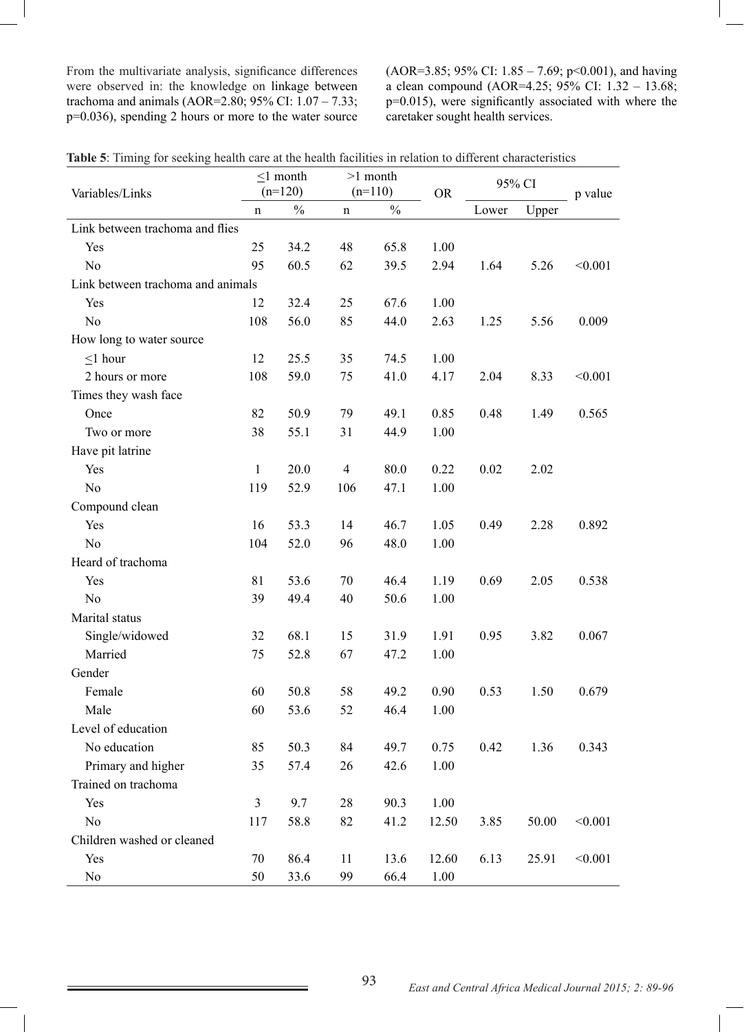From the multivariate analysis, significance differences were observed in: the knowledge on linkage between trachoma and animals (AOR=2.80; 95% CI: 1.07 – 7.33; p=0.036), spending 2 hours or more to the water source (AOR=3.85; 95% CI: 1.85 – 7.69; p<0.001), and having a clean compound (AOR=4.25; 95% CI: 1.32 – 13.68; p=0.015), were significantly associated with where the caretaker sought health services.

**Table 5**: Timing for seeking health care at the health facilities in relation to different characteristics

| Variables/Links | ≤1 month (n=120) | | >1 month (n=110) | | OR | 95% CI | | p value |
|---|---|---|---|---|---|---|---|---|
| | n | % | n | % | | Lower | Upper | |
| Link between trachoma and flies | | | | | | | | |
| Yes | 25 | 34.2 | 48 | 65.8 | 1.00 | | | |
| No | 95 | 60.5 | 62 | 39.5 | 2.94 | 1.64 | 5.26 | <0.001 |
| Link between trachoma and animals | | | | | | | | |
| Yes | 12 | 32.4 | 25 | 67.6 | 1.00 | | | |
| No | 108 | 56.0 | 85 | 44.0 | 2.63 | 1.25 | 5.56 | 0.009 |
| How long to water source | | | | | | | | |
| ≤1 hour | 12 | 25.5 | 35 | 74.5 | 1.00 | | | |
| 2 hours or more | 108 | 59.0 | 75 | 41.0 | 4.17 | 2.04 | 8.33 | <0.001 |
| Times they wash face | | | | | | | | |
| Once | 82 | 50.9 | 79 | 49.1 | 0.85 | 0.48 | 1.49 | 0.565 |
| Two or more | 38 | 55.1 | 31 | 44.9 | 1.00 | | | |
| Have pit latrine | | | | | | | | |
| Yes | 1 | 20.0 | 4 | 80.0 | 0.22 | 0.02 | 2.02 | |
| No | 119 | 52.9 | 106 | 47.1 | 1.00 | | | |
| Compound clean | | | | | | | | |
| Yes | 16 | 53.3 | 14 | 46.7 | 1.05 | 0.49 | 2.28 | 0.892 |
| No | 104 | 52.0 | 96 | 48.0 | 1.00 | | | |
| Heard of trachoma | | | | | | | | |
| Yes | 81 | 53.6 | 70 | 46.4 | 1.19 | 0.69 | 2.05 | 0.538 |
| No | 39 | 49.4 | 40 | 50.6 | 1.00 | | | |
| Marital status | | | | | | | | |
| Single/widowed | 32 | 68.1 | 15 | 31.9 | 1.91 | 0.95 | 3.82 | 0.067 |
| Married | 75 | 52.8 | 67 | 47.2 | 1.00 | | | |
| Gender | | | | | | | | |
| Female | 60 | 50.8 | 58 | 49.2 | 0.90 | 0.53 | 1.50 | 0.679 |
| Male | 60 | 53.6 | 52 | 46.4 | 1.00 | | | |
| Level of education | | | | | | | | |
| No education | 85 | 50.3 | 84 | 49.7 | 0.75 | 0.42 | 1.36 | 0.343 |
| Primary and higher | 35 | 57.4 | 26 | 42.6 | 1.00 | | | |
| Trained on trachoma | | | | | | | | |
| Yes | 3 | 9.7 | 28 | 90.3 | 1.00 | | | |
| No | 117 | 58.8 | 82 | 41.2 | 12.50 | 3.85 | 50.00 | <0.001 |
| Children washed or cleaned | | | | | | | | |
| Yes | 70 | 86.4 | 11 | 13.6 | 12.60 | 6.13 | 25.91 | <0.001 |
| No | 50 | 33.6 | 99 | 66.4 | 1.00 | | | |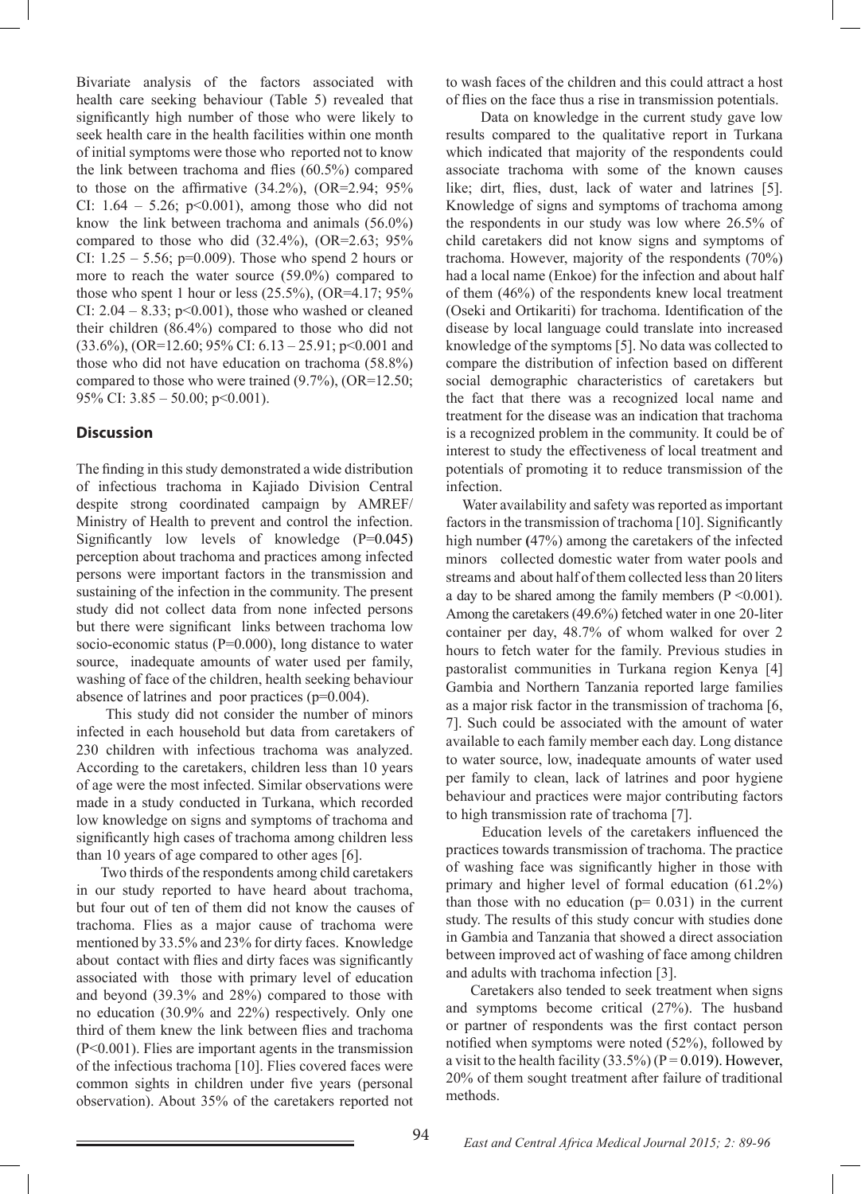Bivariate analysis of the factors associated with health care seeking behaviour (Table 5) revealed that significantly high number of those who were likely to seek health care in the health facilities within one month of initial symptoms were those who reported not to know the link between trachoma and flies (60.5%) compared to those on the affirmative (34.2%), (OR=2.94; 95% CI: 1.64 – 5.26; p<0.001), among those who did not know the link between trachoma and animals (56.0%) compared to those who did (32.4%), (OR=2.63; 95% CI: 1.25 – 5.56; p=0.009). Those who spend 2 hours or more to reach the water source (59.0%) compared to those who spent 1 hour or less (25.5%), (OR=4.17; 95% CI: 2.04 – 8.33; p<0.001), those who washed or cleaned their children (86.4%) compared to those who did not (33.6%), (OR=12.60; 95% CI: 6.13 – 25.91; p<0.001 and those who did not have education on trachoma (58.8%) compared to those who were trained (9.7%), (OR=12.50; 95% CI: 3.85 – 50.00; p<0.001).

## Discussion

The finding in this study demonstrated a wide distribution of infectious trachoma in Kajiado Division Central despite strong coordinated campaign by AMREF/ Ministry of Health to prevent and control the infection. Significantly low levels of knowledge (P=0.045) perception about trachoma and practices among infected persons were important factors in the transmission and sustaining of the infection in the community. The present study did not collect data from none infected persons but there were significant links between trachoma low socio-economic status (P=0.000), long distance to water source, inadequate amounts of water used per family, washing of face of the children, health seeking behaviour absence of latrines and poor practices (p=0.004).

This study did not consider the number of minors infected in each household but data from caretakers of 230 children with infectious trachoma was analyzed. According to the caretakers, children less than 10 years of age were the most infected. Similar observations were made in a study conducted in Turkana, which recorded low knowledge on signs and symptoms of trachoma and significantly high cases of trachoma among children less than 10 years of age compared to other ages [6].

Two thirds of the respondents among child caretakers in our study reported to have heard about trachoma, but four out of ten of them did not know the causes of trachoma. Flies as a major cause of trachoma were mentioned by 33.5% and 23% for dirty faces. Knowledge about contact with flies and dirty faces was significantly associated with those with primary level of education and beyond (39.3% and 28%) compared to those with no education (30.9% and 22%) respectively. Only one third of them knew the link between flies and trachoma (P<0.001). Flies are important agents in the transmission of the infectious trachoma [10]. Flies covered faces were common sights in children under five years (personal observation). About 35% of the caretakers reported not to wash faces of the children and this could attract a host of flies on the face thus a rise in transmission potentials.

Data on knowledge in the current study gave low results compared to the qualitative report in Turkana which indicated that majority of the respondents could associate trachoma with some of the known causes like; dirt, flies, dust, lack of water and latrines [5]. Knowledge of signs and symptoms of trachoma among the respondents in our study was low where 26.5% of child caretakers did not know signs and symptoms of trachoma. However, majority of the respondents (70%) had a local name (Enkoe) for the infection and about half of them (46%) of the respondents knew local treatment (Oseki and Ortikariti) for trachoma. Identification of the disease by local language could translate into increased knowledge of the symptoms [5]. No data was collected to compare the distribution of infection based on different social demographic characteristics of caretakers but the fact that there was a recognized local name and treatment for the disease was an indication that trachoma is a recognized problem in the community. It could be of interest to study the effectiveness of local treatment and potentials of promoting it to reduce transmission of the infection.

Water availability and safety was reported as important factors in the transmission of trachoma [10]. Significantly high number (47%) among the caretakers of the infected minors collected domestic water from water pools and streams and about half of them collected less than 20 liters a day to be shared among the family members (P <0.001). Among the caretakers (49.6%) fetched water in one 20-liter container per day, 48.7% of whom walked for over 2 hours to fetch water for the family. Previous studies in pastoralist communities in Turkana region Kenya [4] Gambia and Northern Tanzania reported large families as a major risk factor in the transmission of trachoma [6, 7]. Such could be associated with the amount of water available to each family member each day. Long distance to water source, low, inadequate amounts of water used per family to clean, lack of latrines and poor hygiene behaviour and practices were major contributing factors to high transmission rate of trachoma [7].

Education levels of the caretakers influenced the practices towards transmission of trachoma. The practice of washing face was significantly higher in those with primary and higher level of formal education (61.2%) than those with no education (p= 0.031) in the current study. The results of this study concur with studies done in Gambia and Tanzania that showed a direct association between improved act of washing of face among children and adults with trachoma infection [3].

Caretakers also tended to seek treatment when signs and symptoms become critical (27%). The husband or partner of respondents was the first contact person notified when symptoms were noted (52%), followed by a visit to the health facility (33.5%) (P = 0.019). However, 20% of them sought treatment after failure of traditional methods.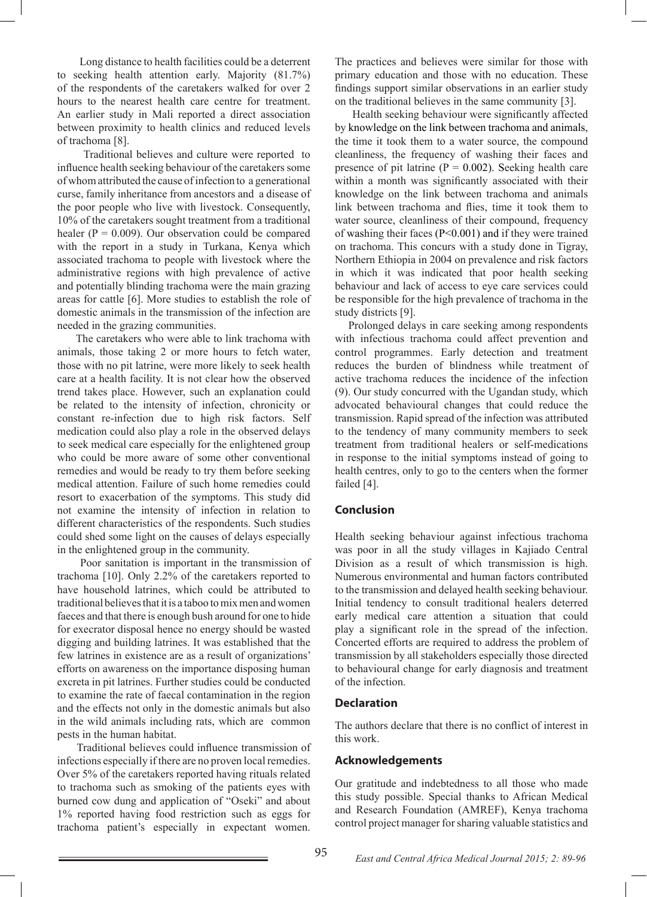Long distance to health facilities could be a deterrent to seeking health attention early. Majority (81.7%) of the respondents of the caretakers walked for over 2 hours to the nearest health care centre for treatment. An earlier study in Mali reported a direct association between proximity to health clinics and reduced levels of trachoma [8].

Traditional believes and culture were reported to influence health seeking behaviour of the caretakers some of whom attributed the cause of infection to a generational curse, family inheritance from ancestors and a disease of the poor people who live with livestock. Consequently, 10% of the caretakers sought treatment from a traditional healer (P = 0.009). Our observation could be compared with the report in a study in Turkana, Kenya which associated trachoma to people with livestock where the administrative regions with high prevalence of active and potentially blinding trachoma were the main grazing areas for cattle [6]. More studies to establish the role of domestic animals in the transmission of the infection are needed in the grazing communities.

The caretakers who were able to link trachoma with animals, those taking 2 or more hours to fetch water, those with no pit latrine, were more likely to seek health care at a health facility. It is not clear how the observed trend takes place. However, such an explanation could be related to the intensity of infection, chronicity or constant re-infection due to high risk factors. Self medication could also play a role in the observed delays to seek medical care especially for the enlightened group who could be more aware of some other conventional remedies and would be ready to try them before seeking medical attention. Failure of such home remedies could resort to exacerbation of the symptoms. This study did not examine the intensity of infection in relation to different characteristics of the respondents. Such studies could shed some light on the causes of delays especially in the enlightened group in the community.

Poor sanitation is important in the transmission of trachoma [10]. Only 2.2% of the caretakers reported to have household latrines, which could be attributed to traditional believes that it is a taboo to mix men and women faeces and that there is enough bush around for one to hide for execrator disposal hence no energy should be wasted digging and building latrines. It was established that the few latrines in existence are as a result of organizations' efforts on awareness on the importance disposing human excreta in pit latrines. Further studies could be conducted to examine the rate of faecal contamination in the region and the effects not only in the domestic animals but also in the wild animals including rats, which are common pests in the human habitat.

Traditional believes could influence transmission of infections especially if there are no proven local remedies. Over 5% of the caretakers reported having rituals related to trachoma such as smoking of the patients eyes with burned cow dung and application of "Oseki" and about 1% reported having food restriction such as eggs for trachoma patient's especially in expectant women. The practices and believes were similar for those with primary education and those with no education. These findings support similar observations in an earlier study on the traditional believes in the same community [3].

Health seeking behaviour were significantly affected by knowledge on the link between trachoma and animals, the time it took them to a water source, the compound cleanliness, the frequency of washing their faces and presence of pit latrine (P = 0.002). Seeking health care within a month was significantly associated with their knowledge on the link between trachoma and animals link between trachoma and flies, time it took them to water source, cleanliness of their compound, frequency of washing their faces (P<0.001) and if they were trained on trachoma. This concurs with a study done in Tigray, Northern Ethiopia in 2004 on prevalence and risk factors in which it was indicated that poor health seeking behaviour and lack of access to eye care services could be responsible for the high prevalence of trachoma in the study districts [9].

Prolonged delays in care seeking among respondents with infectious trachoma could affect prevention and control programmes. Early detection and treatment reduces the burden of blindness while treatment of active trachoma reduces the incidence of the infection (9). Our study concurred with the Ugandan study, which advocated behavioural changes that could reduce the transmission. Rapid spread of the infection was attributed to the tendency of many community members to seek treatment from traditional healers or self-medications in response to the initial symptoms instead of going to health centres, only to go to the centers when the former failed [4].

## Conclusion

Health seeking behaviour against infectious trachoma was poor in all the study villages in Kajiado Central Division as a result of which transmission is high. Numerous environmental and human factors contributed to the transmission and delayed health seeking behaviour. Initial tendency to consult traditional healers deterred early medical care attention a situation that could play a significant role in the spread of the infection. Concerted efforts are required to address the problem of transmission by all stakeholders especially those directed to behavioural change for early diagnosis and treatment of the infection.

## Declaration

The authors declare that there is no conflict of interest in this work.

## Acknowledgements

Our gratitude and indebtedness to all those who made this study possible. Special thanks to African Medical and Research Foundation (AMREF), Kenya trachoma control project manager for sharing valuable statistics and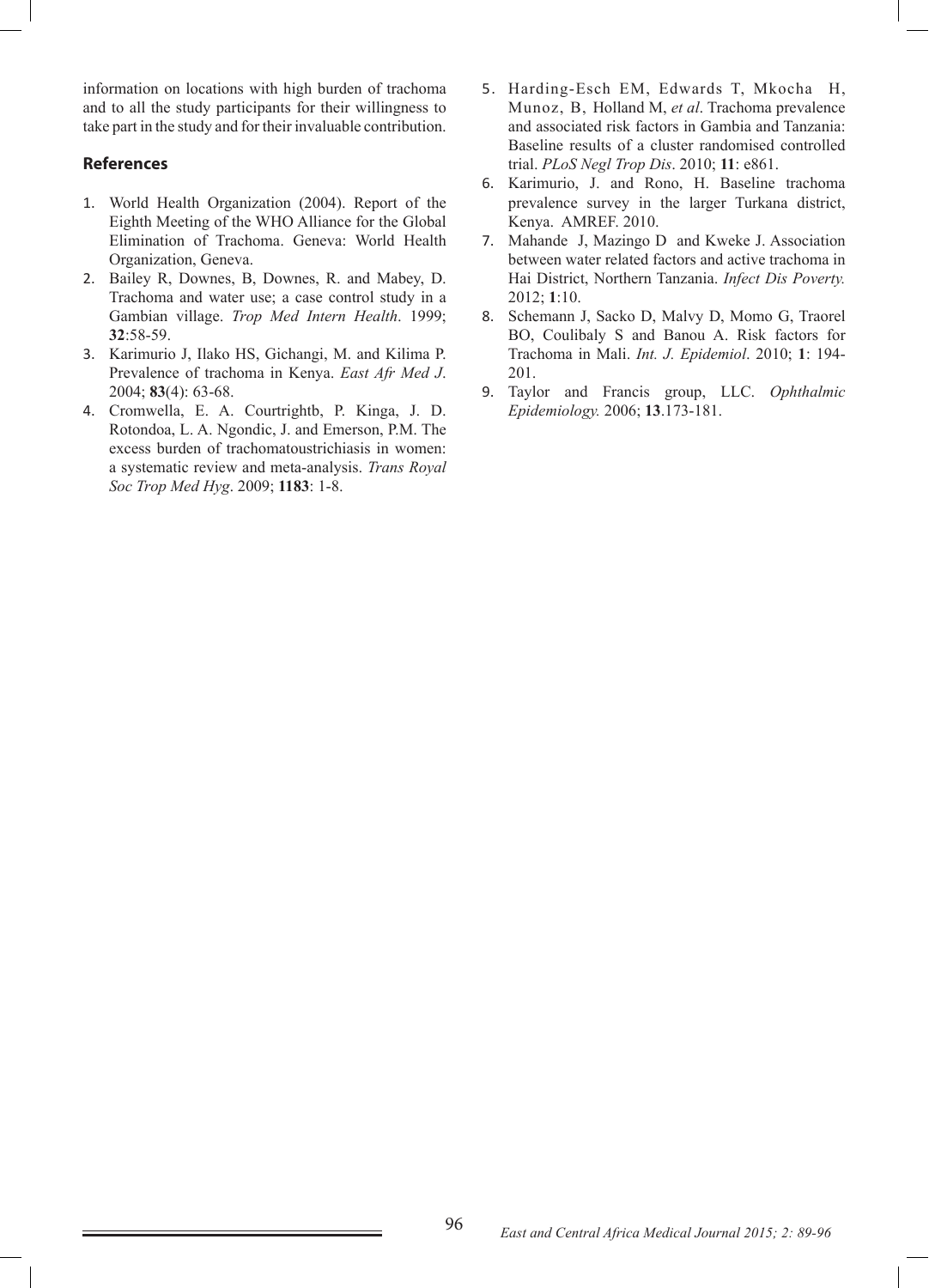information on locations with high burden of trachoma and to all the study participants for their willingness to take part in the study and for their invaluable contribution.

## References

1. World Health Organization (2004). Report of the Eighth Meeting of the WHO Alliance for the Global Elimination of Trachoma. Geneva: World Health Organization, Geneva.
2. Bailey R, Downes, B, Downes, R. and Mabey, D. Trachoma and water use; a case control study in a Gambian village. *Trop Med Intern Health*. 1999; **32**:58-59.
3. Karimurio J, Ilako HS, Gichangi, M. and Kilima P. Prevalence of trachoma in Kenya. *East Afr Med J*. 2004; **83**(4): 63-68.
4. Cromwella, E. A. Courtrightb, P. Kinga, J. D. Rotondoa, L. A. Ngondic, J. and Emerson, P.M. The excess burden of trachomatoustrichiasis in women: a systematic review and meta-analysis. *Trans Royal Soc Trop Med Hyg*. 2009; **1183**: 1-8.
5. Harding-Esch EM, Edwards T, Mkocha H, Munoz, B, Holland M, *et al*. Trachoma prevalence and associated risk factors in Gambia and Tanzania: Baseline results of a cluster randomised controlled trial. *PLoS Negl Trop Dis*. 2010; **11**: e861.
6. Karimurio, J. and Rono, H. Baseline trachoma prevalence survey in the larger Turkana district, Kenya. AMREF. 2010.
7. Mahande J, Mazingo D and Kweke J. Association between water related factors and active trachoma in Hai District, Northern Tanzania. *Infect Dis Poverty.* 2012; **1**:10.
8. Schemann J, Sacko D, Malvy D, Momo G, Traorel BO, Coulibaly S and Banou A. Risk factors for Trachoma in Mali. *Int. J. Epidemiol*. 2010; **1**: 194-201.
9. Taylor and Francis group, LLC. *Ophthalmic Epidemiology.* 2006; **13**.173-181.